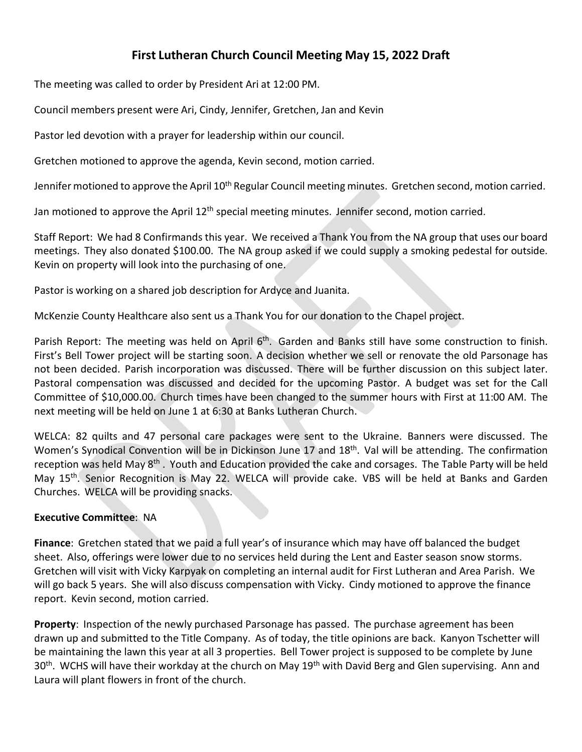# First Lutheran Church Council Meeting May 15, 2022 Draft

The meeting was called to order by President Ari at 12:00 PM.

Council members present were Ari, Cindy, Jennifer, Gretchen, Jan and Kevin

Pastor led devotion with a prayer for leadership within our council.

Gretchen motioned to approve the agenda, Kevin second, motion carried.

Jennifer motioned to approve the April 10th Regular Council meeting minutes. Gretchen second, motion carried.

Jan motioned to approve the April 12th special meeting minutes. Jennifer second, motion carried.

Staff Report: We had 8 Confirmands this year. We received a Thank You from the NA group that uses our board meetings. They also donated $100.00. The NA group asked if we could supply a smoking pedestal for outside. Kevin on property will look into the purchasing of one.

Pastor is working on a shared job description for Ardyce and Juanita.

McKenzie County Healthcare also sent us a Thank You for our donation to the Chapel project.

Parish Report: The meeting was held on April 6th. Garden and Banks still have some construction to finish. First's Bell Tower project will be starting soon. A decision whether we sell or renovate the old Parsonage has not been decided. Parish incorporation was discussed. There will be further discussion on this subject later. Pastoral compensation was discussed and decided for the upcoming Pastor. A budget was set for the Call Committee of $10,000.00. Church times have been changed to the summer hours with First at 11:00 AM. The next meeting will be held on June 1 at 6:30 at Banks Lutheran Church.

WELCA: 82 quilts and 47 personal care packages were sent to the Ukraine. Banners were discussed. The Women's Synodical Convention will be in Dickinson June 17 and 18th. Val will be attending. The confirmation reception was held May 8th . Youth and Education provided the cake and corsages. The Table Party will be held May 15th. Senior Recognition is May 22. WELCA will provide cake. VBS will be held at Banks and Garden Churches. WELCA will be providing snacks.

**Executive Committee**: NA

**Finance**: Gretchen stated that we paid a full year's of insurance which may have off balanced the budget sheet. Also, offerings were lower due to no services held during the Lent and Easter season snow storms. Gretchen will visit with Vicky Karpyak on completing an internal audit for First Lutheran and Area Parish. We will go back 5 years. She will also discuss compensation with Vicky. Cindy motioned to approve the finance report. Kevin second, motion carried.

**Property**: Inspection of the newly purchased Parsonage has passed. The purchase agreement has been drawn up and submitted to the Title Company. As of today, the title opinions are back. Kanyon Tschetter will be maintaining the lawn this year at all 3 properties. Bell Tower project is supposed to be complete by June 30th. WCHS will have their workday at the church on May 19th with David Berg and Glen supervising. Ann and Laura will plant flowers in front of the church.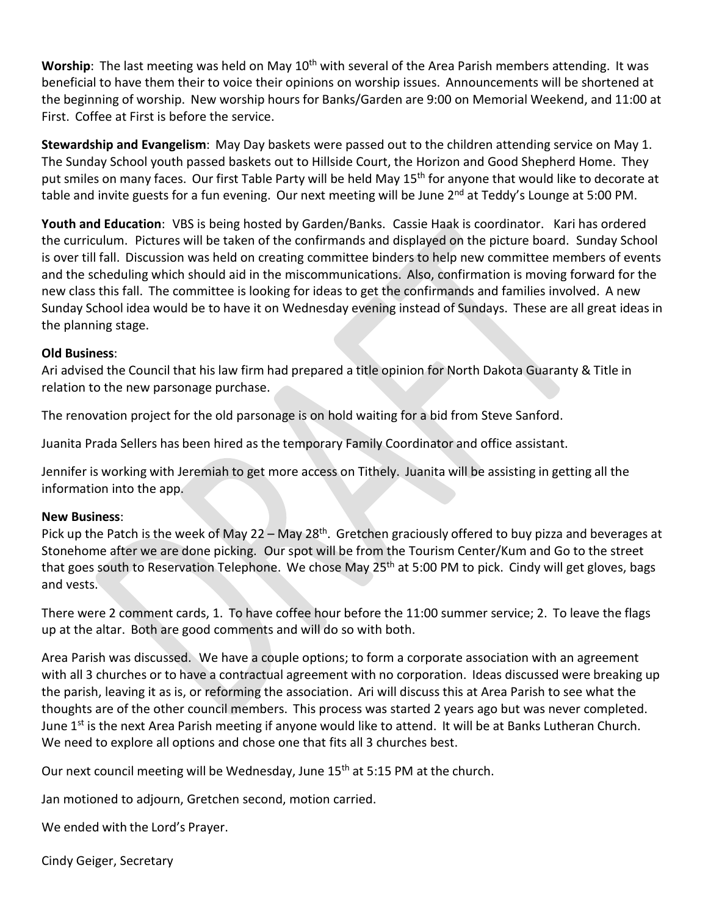**Worship**: The last meeting was held on May 10th with several of the Area Parish members attending. It was beneficial to have them their to voice their opinions on worship issues. Announcements will be shortened at the beginning of worship. New worship hours for Banks/Garden are 9:00 on Memorial Weekend, and 11:00 at First. Coffee at First is before the service.

**Stewardship and Evangelism**: May Day baskets were passed out to the children attending service on May 1. The Sunday School youth passed baskets out to Hillside Court, the Horizon and Good Shepherd Home. They put smiles on many faces. Our first Table Party will be held May 15th for anyone that would like to decorate at table and invite guests for a fun evening. Our next meeting will be June 2nd at Teddy's Lounge at 5:00 PM.

**Youth and Education**: VBS is being hosted by Garden/Banks. Cassie Haak is coordinator. Kari has ordered the curriculum. Pictures will be taken of the confirmands and displayed on the picture board. Sunday School is over till fall. Discussion was held on creating committee binders to help new committee members of events and the scheduling which should aid in the miscommunications. Also, confirmation is moving forward for the new class this fall. The committee is looking for ideas to get the confirmands and families involved. A new Sunday School idea would be to have it on Wednesday evening instead of Sundays. These are all great ideas in the planning stage.

**Old Business**:

Ari advised the Council that his law firm had prepared a title opinion for North Dakota Guaranty & Title in relation to the new parsonage purchase.

The renovation project for the old parsonage is on hold waiting for a bid from Steve Sanford.

Juanita Prada Sellers has been hired as the temporary Family Coordinator and office assistant.

Jennifer is working with Jeremiah to get more access on Tithely. Juanita will be assisting in getting all the information into the app.

**New Business**:

Pick up the Patch is the week of May 22 – May 28th. Gretchen graciously offered to buy pizza and beverages at Stonehome after we are done picking. Our spot will be from the Tourism Center/Kum and Go to the street that goes south to Reservation Telephone. We chose May 25th at 5:00 PM to pick. Cindy will get gloves, bags and vests.

There were 2 comment cards, 1. To have coffee hour before the 11:00 summer service; 2. To leave the flags up at the altar. Both are good comments and will do so with both.

Area Parish was discussed. We have a couple options; to form a corporate association with an agreement with all 3 churches or to have a contractual agreement with no corporation. Ideas discussed were breaking up the parish, leaving it as is, or reforming the association. Ari will discuss this at Area Parish to see what the thoughts are of the other council members. This process was started 2 years ago but was never completed. June 1st is the next Area Parish meeting if anyone would like to attend. It will be at Banks Lutheran Church. We need to explore all options and chose one that fits all 3 churches best.

Our next council meeting will be Wednesday, June 15th at 5:15 PM at the church.

Jan motioned to adjourn, Gretchen second, motion carried.

We ended with the Lord's Prayer.

Cindy Geiger, Secretary